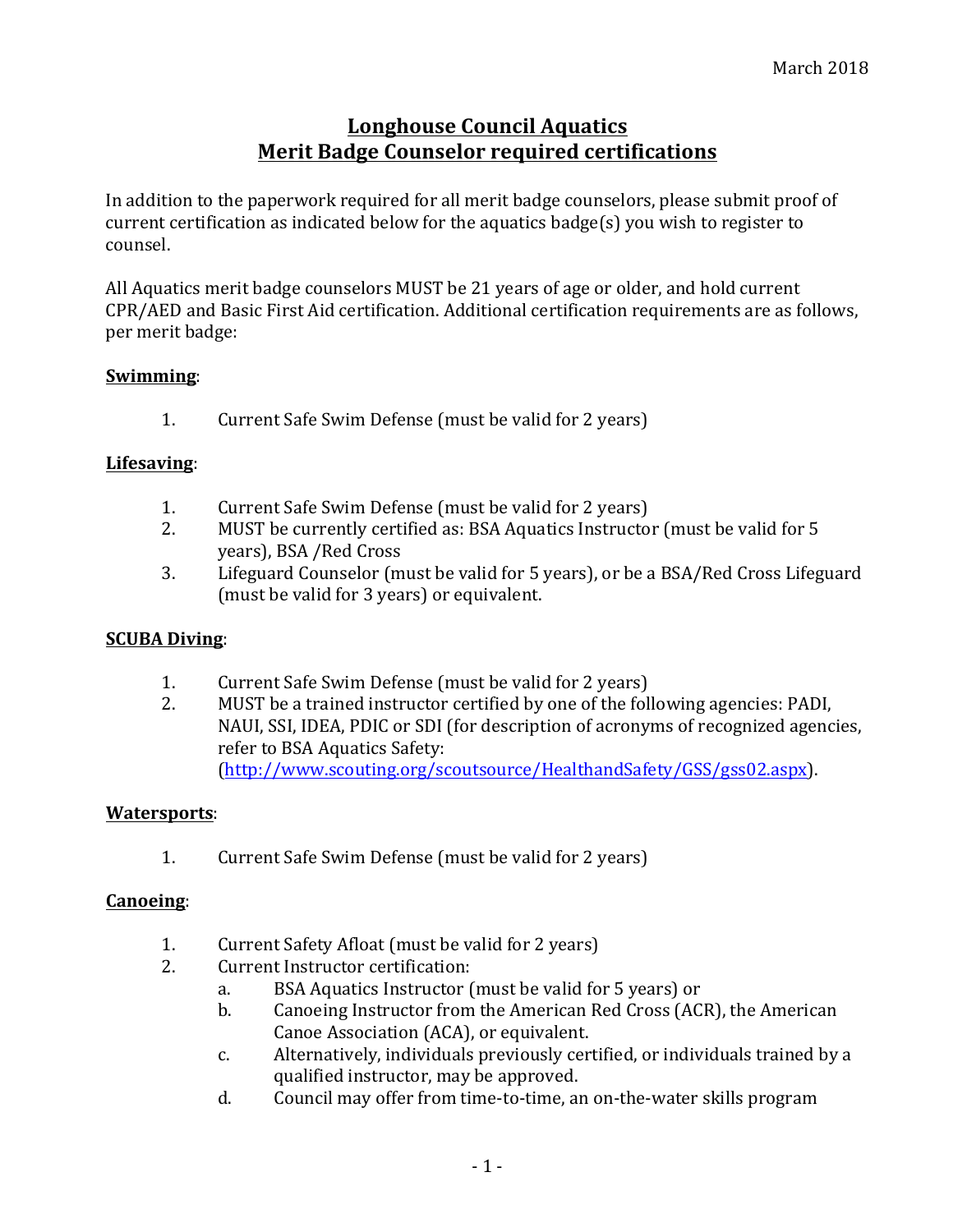March 2018

# Longhouse Council Aquatics
# Merit Badge Counselor required certifications

In addition to the paperwork required for all merit badge counselors, please submit proof of current certification as indicated below for the aquatics badge(s) you wish to register to counsel.

All Aquatics merit badge counselors MUST be 21 years of age or older, and hold current CPR/AED and Basic First Aid certification. Additional certification requirements are as follows, per merit badge:

**Swimming**:

1. Current Safe Swim Defense (must be valid for 2 years)

**Lifesaving**:

1. Current Safe Swim Defense (must be valid for 2 years)
2. MUST be currently certified as: BSA Aquatics Instructor (must be valid for 5 years), BSA /Red Cross
3. Lifeguard Counselor (must be valid for 5 years), or be a BSA/Red Cross Lifeguard (must be valid for 3 years) or equivalent.

**SCUBA Diving**:

1. Current Safe Swim Defense (must be valid for 2 years)
2. MUST be a trained instructor certified by one of the following agencies: PADI, NAUI, SSI, IDEA, PDIC or SDI (for description of acronyms of recognized agencies, refer to BSA Aquatics Safety: (http://www.scouting.org/scoutsource/HealthandSafety/GSS/gss02.aspx).

**Watersports**:

1. Current Safe Swim Defense (must be valid for 2 years)

**Canoeing**:

1. Current Safety Afloat (must be valid for 2 years)
2. Current Instructor certification:
   a. BSA Aquatics Instructor (must be valid for 5 years) or
   b. Canoeing Instructor from the American Red Cross (ACR), the American Canoe Association (ACA), or equivalent.
   c. Alternatively, individuals previously certified, or individuals trained by a qualified instructor, may be approved.
   d. Council may offer from time-to-time, an on-the-water skills program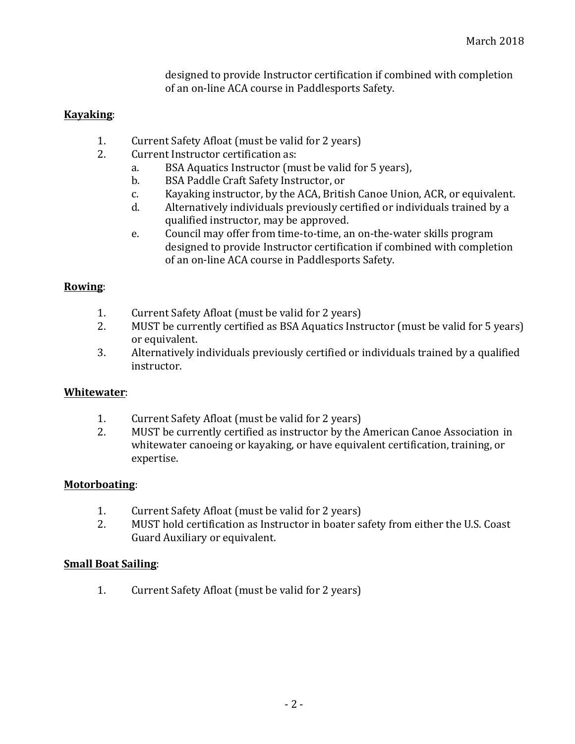designed to provide Instructor certification if combined with completion of an on-line ACA course in Paddlesports Safety.

**Kayaking**:

1. Current Safety Afloat (must be valid for 2 years)
2. Current Instructor certification as:
   a. BSA Aquatics Instructor (must be valid for 5 years),
   b. BSA Paddle Craft Safety Instructor, or
   c. Kayaking instructor, by the ACA, British Canoe Union, ACR, or equivalent.
   d. Alternatively individuals previously certified or individuals trained by a qualified instructor, may be approved.
   e. Council may offer from time-to-time, an on-the-water skills program designed to provide Instructor certification if combined with completion of an on-line ACA course in Paddlesports Safety.

**Rowing**:

1. Current Safety Afloat (must be valid for 2 years)
2. MUST be currently certified as BSA Aquatics Instructor (must be valid for 5 years) or equivalent.
3. Alternatively individuals previously certified or individuals trained by a qualified instructor.

**Whitewater**:

1. Current Safety Afloat (must be valid for 2 years)
2. MUST be currently certified as instructor by the American Canoe Association in whitewater canoeing or kayaking, or have equivalent certification, training, or expertise.

**Motorboating**:

1. Current Safety Afloat (must be valid for 2 years)
2. MUST hold certification as Instructor in boater safety from either the U.S. Coast Guard Auxiliary or equivalent.

**Small Boat Sailing**:

1. Current Safety Afloat (must be valid for 2 years)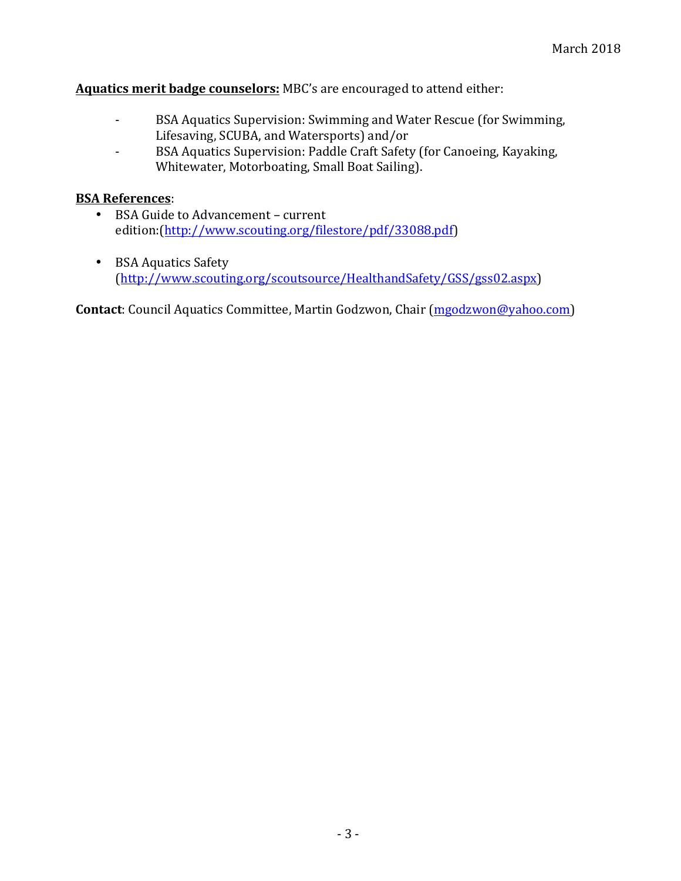March 2018

**Aquatics merit badge counselors:** MBC's are encouraged to attend either:

- BSA Aquatics Supervision: Swimming and Water Rescue (for Swimming, Lifesaving, SCUBA, and Watersports) and/or
- BSA Aquatics Supervision: Paddle Craft Safety (for Canoeing, Kayaking, Whitewater, Motorboating, Small Boat Sailing).

**BSA References**:

- BSA Guide to Advancement – current edition:(http://www.scouting.org/filestore/pdf/33088.pdf)
- BSA Aquatics Safety (http://www.scouting.org/scoutsource/HealthandSafety/GSS/gss02.aspx)

**Contact**: Council Aquatics Committee, Martin Godzwon, Chair (mgodzwon@yahoo.com)